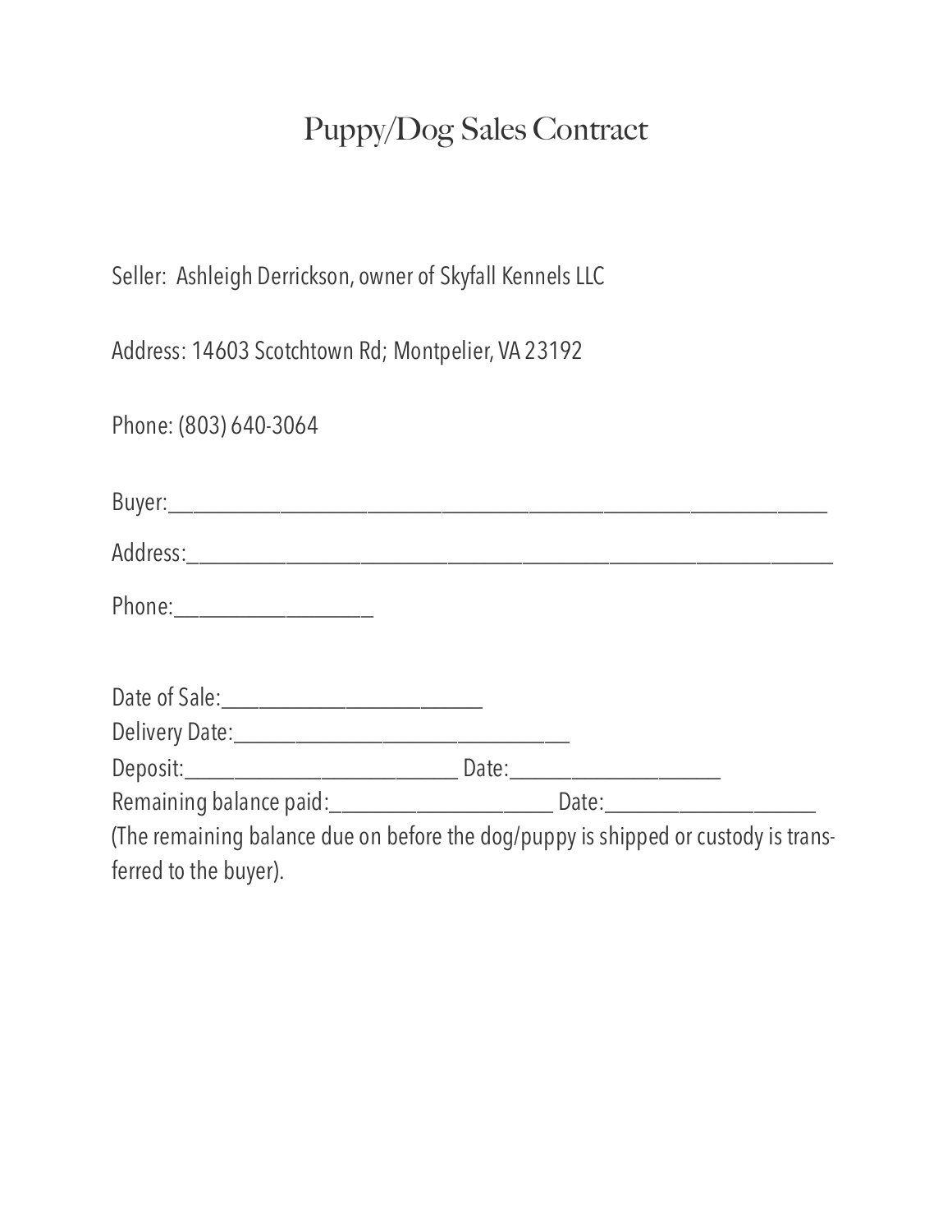# Puppy/Dog Sales Contract

Seller: Ashleigh Derrickson, owner of Skyfall Kennels LLC

Address: 14603 Scotchtown Rd; Montpelier, VA 23192

Phone: (803) 640-3064

Buyer:_______________________________________________________________

Address:_____________________________________________________________

Phone:___________________

Date of Sale:_______________________

Delivery Date:______________________________

Deposit:_________________________ Date:___________________

Remaining balance paid:____________________ Date:___________________

(The remaining balance due on before the dog/puppy is shipped or custody is transferred to the buyer).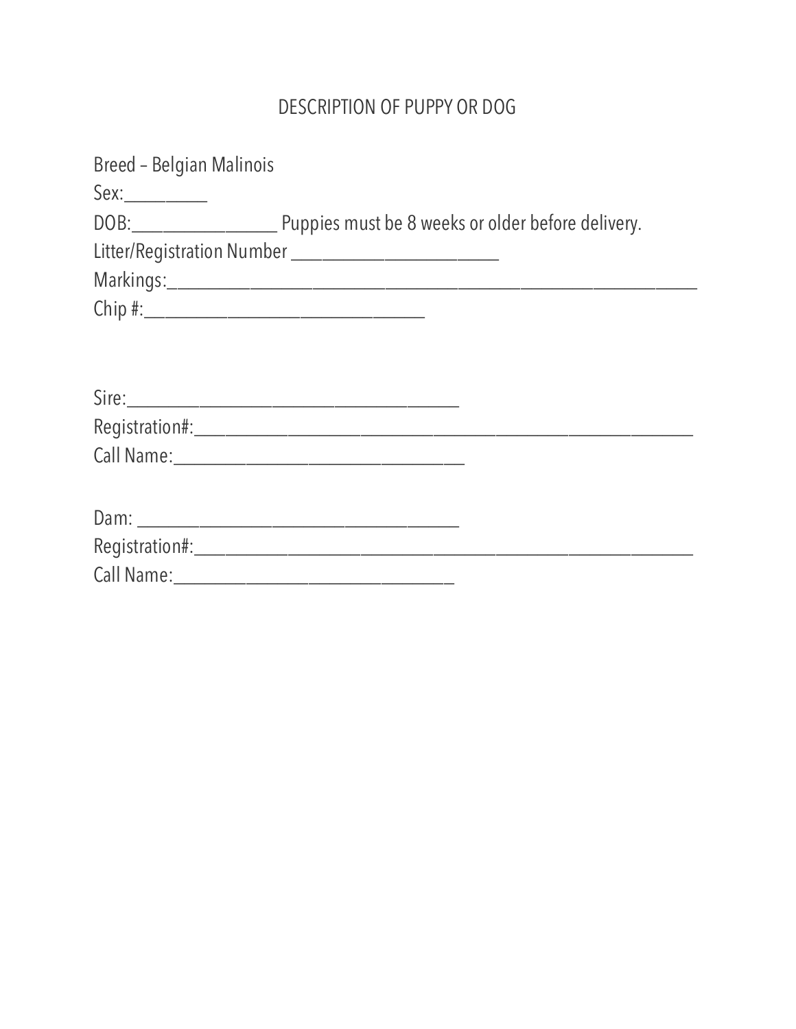# DESCRIPTION OF PUPPY OR DOG

Breed – Belgian Malinois

Sex:_________

DOB:________________ Puppies must be 8 weeks or older before delivery.

Litter/Registration Number ______________________

Markings:___________________________________________________________

Chip #:______________________________

Sire:____________________________________

Registration#:_____________________________________________________

Call Name:________________________________

Dam: __________________________________

Registration#:_____________________________________________________

Call Name:______________________________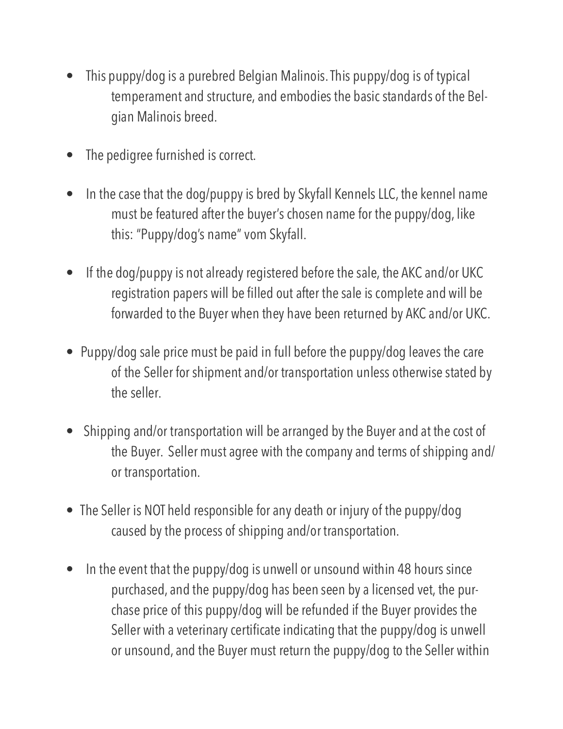- This puppy/dog is a purebred Belgian Malinois. This puppy/dog is of typical temperament and structure, and embodies the basic standards of the Belgian Malinois breed.

- The pedigree furnished is correct.

- In the case that the dog/puppy is bred by Skyfall Kennels LLC, the kennel name must be featured after the buyer's chosen name for the puppy/dog, like this: "Puppy/dog's name" vom Skyfall.

- If the dog/puppy is not already registered before the sale, the AKC and/or UKC registration papers will be filled out after the sale is complete and will be forwarded to the Buyer when they have been returned by AKC and/or UKC.

- Puppy/dog sale price must be paid in full before the puppy/dog leaves the care of the Seller for shipment and/or transportation unless otherwise stated by the seller.

- Shipping and/or transportation will be arranged by the Buyer and at the cost of the Buyer. Seller must agree with the company and terms of shipping and/or transportation.

- The Seller is NOT held responsible for any death or injury of the puppy/dog caused by the process of shipping and/or transportation.

- In the event that the puppy/dog is unwell or unsound within 48 hours since purchased, and the puppy/dog has been seen by a licensed vet, the purchase price of this puppy/dog will be refunded if the Buyer provides the Seller with a veterinary certificate indicating that the puppy/dog is unwell or unsound, and the Buyer must return the puppy/dog to the Seller within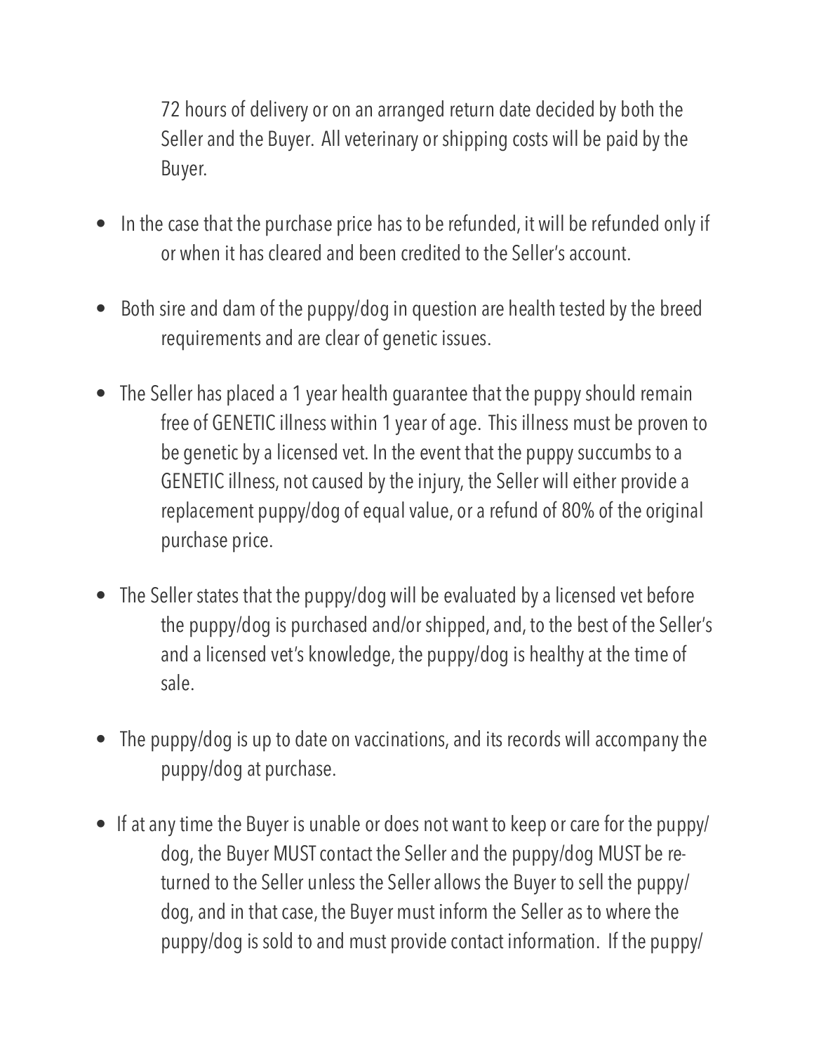72 hours of delivery or on an arranged return date decided by both the Seller and the Buyer. All veterinary or shipping costs will be paid by the Buyer.

- In the case that the purchase price has to be refunded, it will be refunded only if or when it has cleared and been credited to the Seller's account.
- Both sire and dam of the puppy/dog in question are health tested by the breed requirements and are clear of genetic issues.
- The Seller has placed a 1 year health guarantee that the puppy should remain free of GENETIC illness within 1 year of age. This illness must be proven to be genetic by a licensed vet. In the event that the puppy succumbs to a GENETIC illness, not caused by the injury, the Seller will either provide a replacement puppy/dog of equal value, or a refund of 80% of the original purchase price.
- The Seller states that the puppy/dog will be evaluated by a licensed vet before the puppy/dog is purchased and/or shipped, and, to the best of the Seller's and a licensed vet's knowledge, the puppy/dog is healthy at the time of sale.
- The puppy/dog is up to date on vaccinations, and its records will accompany the puppy/dog at purchase.
- If at any time the Buyer is unable or does not want to keep or care for the puppy/dog, the Buyer MUST contact the Seller and the puppy/dog MUST be returned to the Seller unless the Seller allows the Buyer to sell the puppy/dog, and in that case, the Buyer must inform the Seller as to where the puppy/dog is sold to and must provide contact information. If the puppy/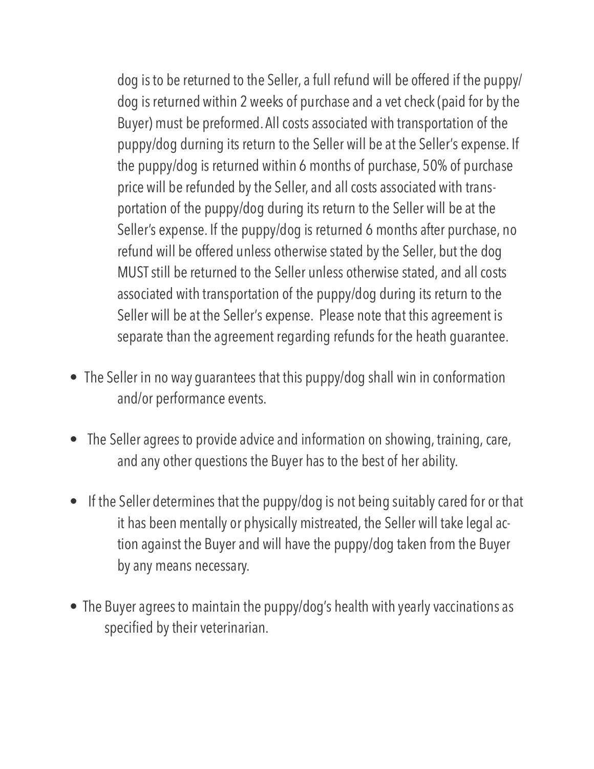dog is to be returned to the Seller, a full refund will be offered if the puppy/dog is returned within 2 weeks of purchase and a vet check (paid for by the Buyer) must be preformed. All costs associated with transportation of the puppy/dog durning its return to the Seller will be at the Seller's expense. If the puppy/dog is returned within 6 months of purchase, 50% of purchase price will be refunded by the Seller, and all costs associated with transportation of the puppy/dog during its return to the Seller will be at the Seller's expense. If the puppy/dog is returned 6 months after purchase, no refund will be offered unless otherwise stated by the Seller, but the dog MUST still be returned to the Seller unless otherwise stated, and all costs associated with transportation of the puppy/dog during its return to the Seller will be at the Seller's expense. Please note that this agreement is separate than the agreement regarding refunds for the heath guarantee.

- The Seller in no way guarantees that this puppy/dog shall win in conformation and/or performance events.

- The Seller agrees to provide advice and information on showing, training, care, and any other questions the Buyer has to the best of her ability.

- If the Seller determines that the puppy/dog is not being suitably cared for or that it has been mentally or physically mistreated, the Seller will take legal action against the Buyer and will have the puppy/dog taken from the Buyer by any means necessary.

- The Buyer agrees to maintain the puppy/dog's health with yearly vaccinations as specified by their veterinarian.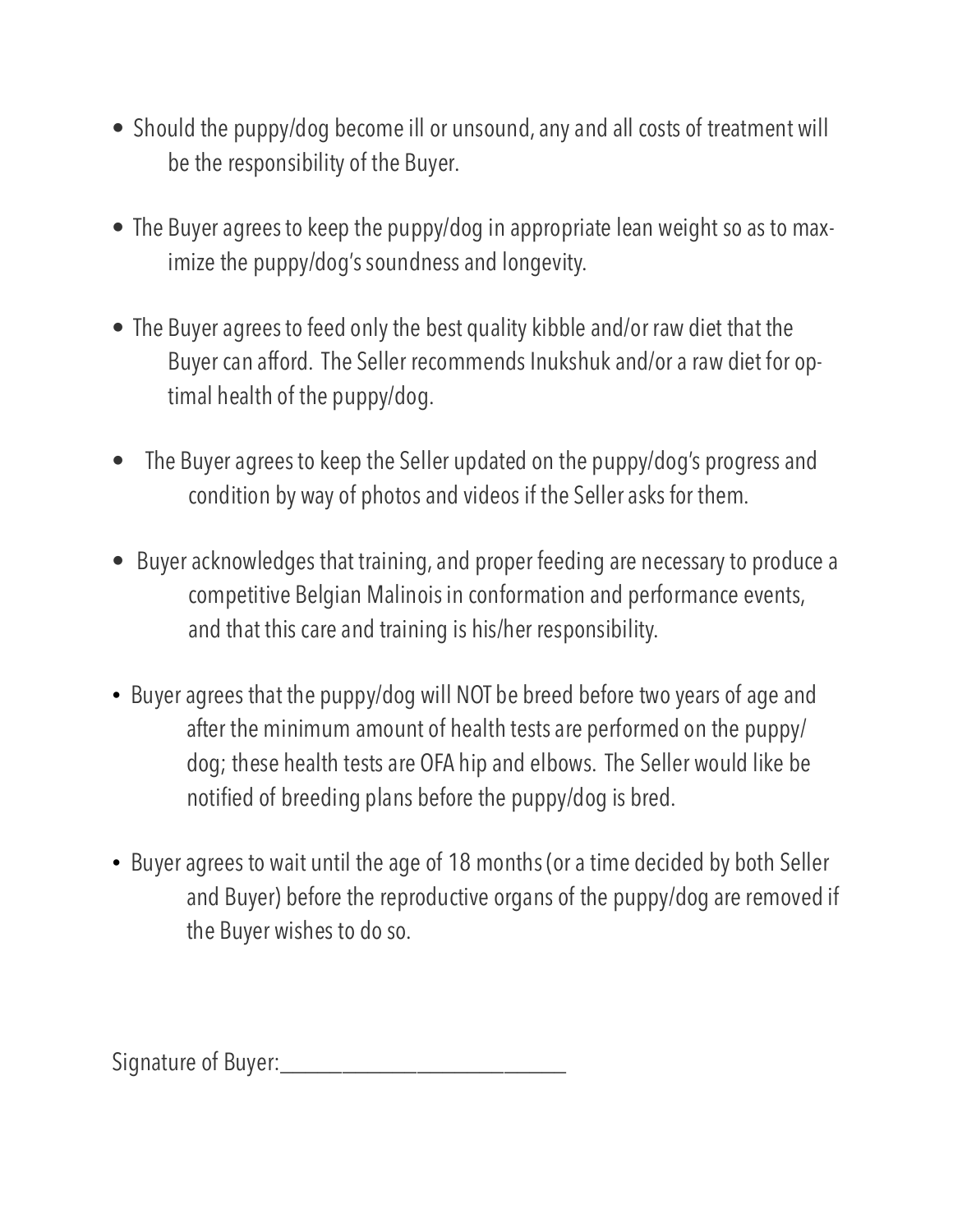- Should the puppy/dog become ill or unsound, any and all costs of treatment will be the responsibility of the Buyer.
- The Buyer agrees to keep the puppy/dog in appropriate lean weight so as to maximize the puppy/dog's soundness and longevity.
- The Buyer agrees to feed only the best quality kibble and/or raw diet that the Buyer can afford. The Seller recommends Inukshuk and/or a raw diet for optimal health of the puppy/dog.
- The Buyer agrees to keep the Seller updated on the puppy/dog's progress and condition by way of photos and videos if the Seller asks for them.
- Buyer acknowledges that training, and proper feeding are necessary to produce a competitive Belgian Malinois in conformation and performance events, and that this care and training is his/her responsibility.
- Buyer agrees that the puppy/dog will NOT be breed before two years of age and after the minimum amount of health tests are performed on the puppy/dog; these health tests are OFA hip and elbows. The Seller would like be notified of breeding plans before the puppy/dog is bred.
- Buyer agrees to wait until the age of 18 months (or a time decided by both Seller and Buyer) before the reproductive organs of the puppy/dog are removed if the Buyer wishes to do so.

Signature of Buyer:___________________________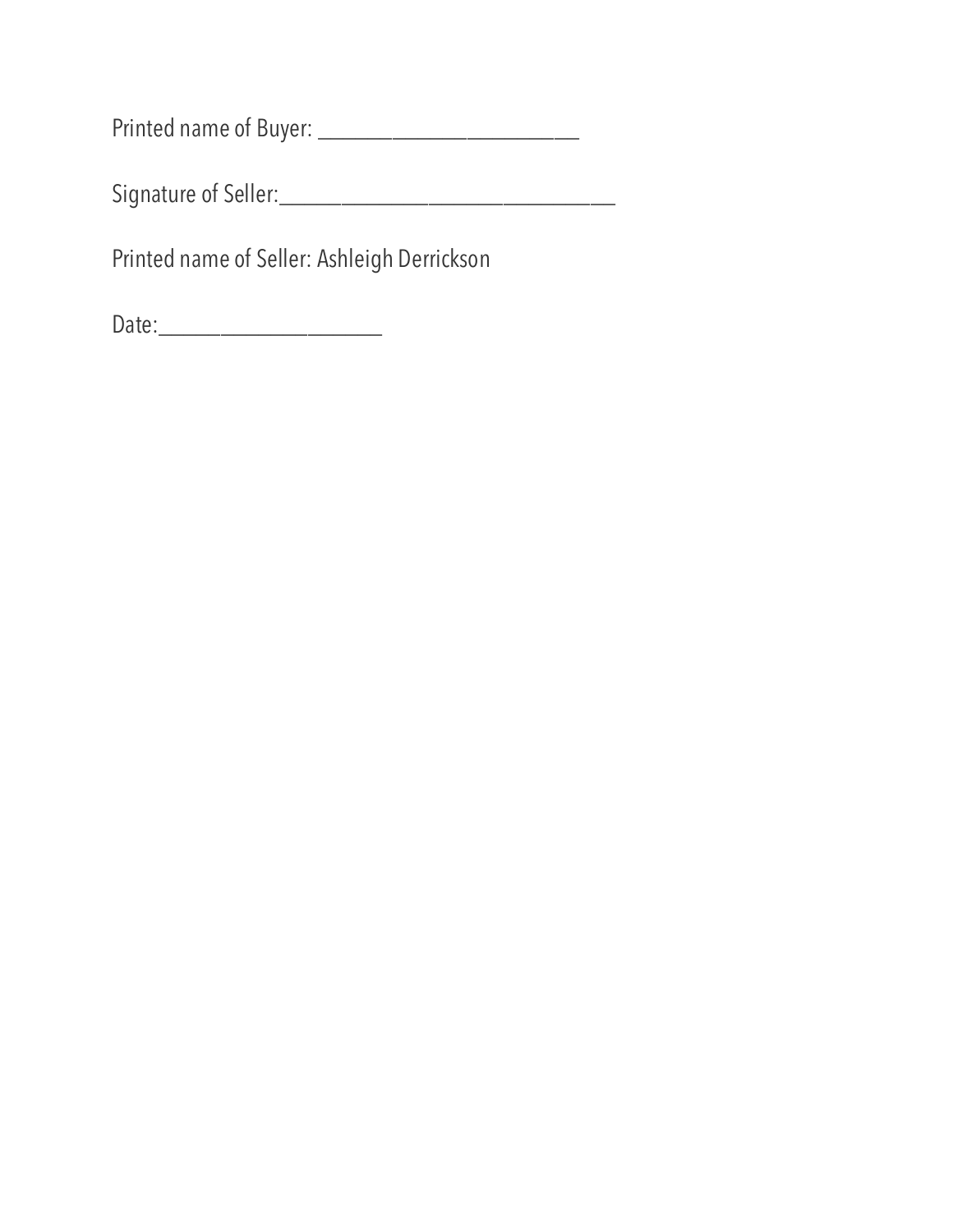Printed name of Buyer: ________________________

Signature of Seller:______________________________

Printed name of Seller: Ashleigh Derrickson

Date:____________________